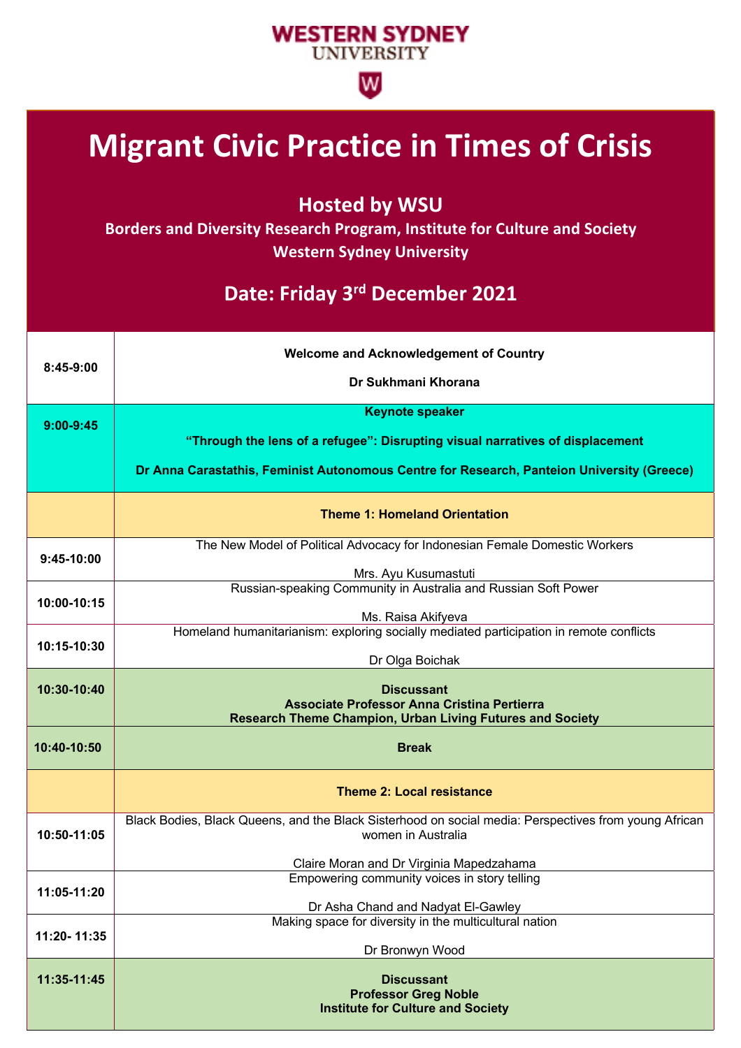WESTERN SYDNEY UNIVERSITY

# Migrant Civic Practice in Times of Crisis

## Hosted by WSU

**Borders and Diversity Research Program, Institute for Culture and Society**
**Western Sydney University**

## Date: Friday 3rd December 2021

| Time | Session |
|---|---|
| 8:45-9:00 | **Welcome and Acknowledgement of Country**<br><br>**Dr Sukhmani Khorana** |
| 9:00-9:45 | **Keynote speaker**<br><br>**"Through the lens of a refugee": Disrupting visual narratives of displacement**<br><br>**Dr Anna Carastathis, Feminist Autonomous Centre for Research, Panteion University (Greece)** |
| | **Theme 1: Homeland Orientation** |
| 9:45-10:00 | The New Model of Political Advocacy for Indonesian Female Domestic Workers<br><br>Mrs. Ayu Kusumastuti |
| 10:00-10:15 | Russian-speaking Community in Australia and Russian Soft Power<br><br>Ms. Raisa Akifyeva |
| 10:15-10:30 | Homeland humanitarianism: exploring socially mediated participation in remote conflicts<br><br>Dr Olga Boichak |
| 10:30-10:40 | **Discussant**<br>**Associate Professor Anna Cristina Pertierra**<br>**Research Theme Champion, Urban Living Futures and Society** |
| 10:40-10:50 | **Break** |
| | **Theme 2: Local resistance** |
| 10:50-11:05 | Black Bodies, Black Queens, and the Black Sisterhood on social media: Perspectives from young African women in Australia<br><br>Claire Moran and Dr Virginia Mapedzahama |
| 11:05-11:20 | Empowering community voices in story telling<br><br>Dr Asha Chand and Nadyat El-Gawley |
| 11:20- 11:35 | Making space for diversity in the multicultural nation<br><br>Dr Bronwyn Wood |
| 11:35-11:45 | **Discussant**<br>**Professor Greg Noble**<br>**Institute for Culture and Society** |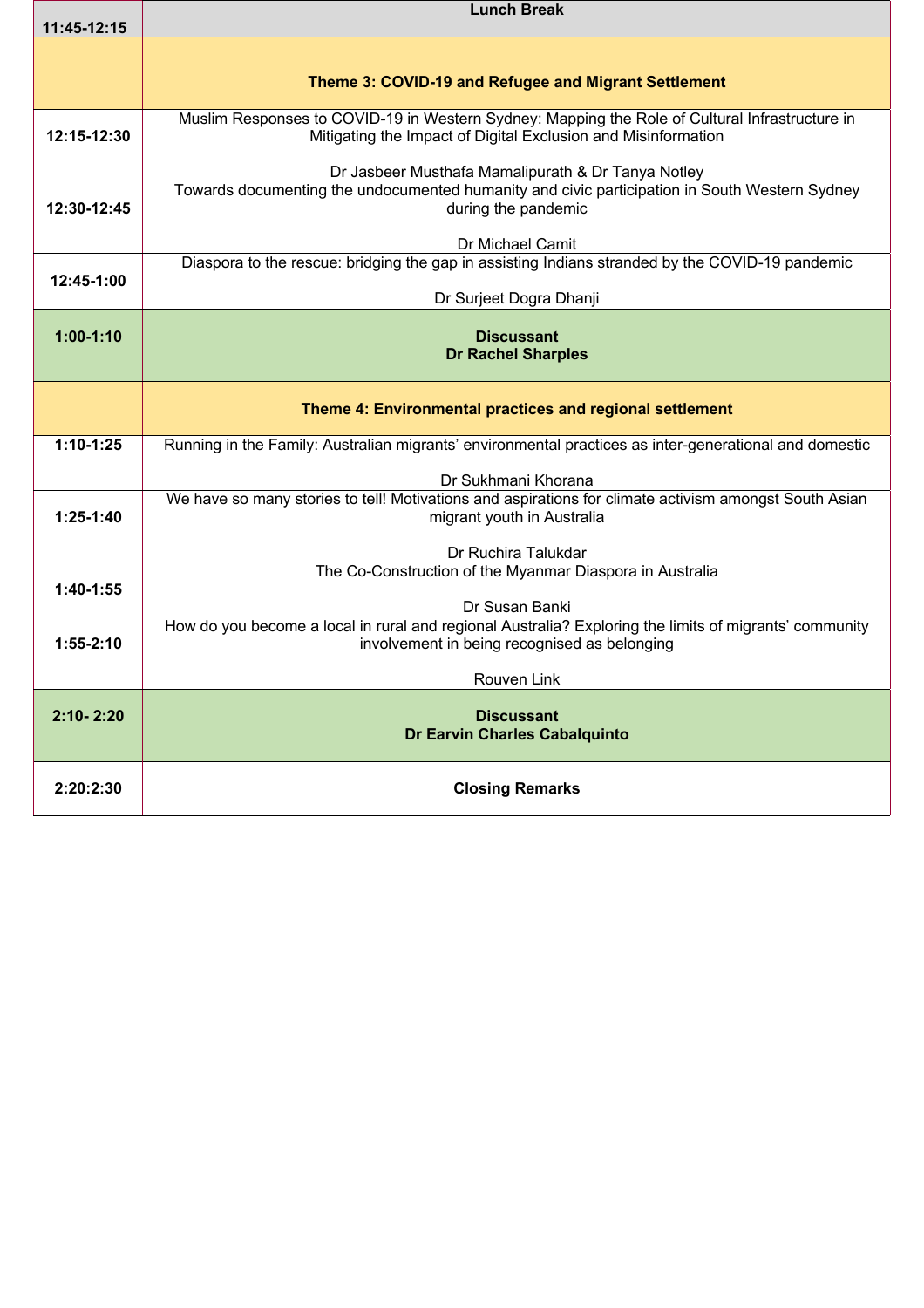| | |
|---|---|
| **11:45-12:15** | **Lunch Break** |
| | **Theme 3: COVID-19 and Refugee and Migrant Settlement** |
| **12:15-12:30** | Muslim Responses to COVID-19 in Western Sydney: Mapping the Role of Cultural Infrastructure in Mitigating the Impact of Digital Exclusion and Misinformation<br><br>Dr Jasbeer Musthafa Mamalipurath & Dr Tanya Notley |
| **12:30-12:45** | Towards documenting the undocumented humanity and civic participation in South Western Sydney during the pandemic<br><br>Dr Michael Camit |
| **12:45-1:00** | Diaspora to the rescue: bridging the gap in assisting Indians stranded by the COVID-19 pandemic<br><br>Dr Surjeet Dogra Dhanji |
| **1:00-1:10** | **Discussant**<br>**Dr Rachel Sharples** |
| | **Theme 4: Environmental practices and regional settlement** |
| **1:10-1:25** | Running in the Family: Australian migrants' environmental practices as inter-generational and domestic<br><br>Dr Sukhmani Khorana |
| **1:25-1:40** | We have so many stories to tell! Motivations and aspirations for climate activism amongst South Asian migrant youth in Australia<br><br>Dr Ruchira Talukdar |
| **1:40-1:55** | The Co-Construction of the Myanmar Diaspora in Australia<br><br>Dr Susan Banki |
| **1:55-2:10** | How do you become a local in rural and regional Australia? Exploring the limits of migrants' community involvement in being recognised as belonging<br><br>Rouven Link |
| **2:10- 2:20** | **Discussant**<br>**Dr Earvin Charles Cabalquinto** |
| **2:20:2:30** | **Closing Remarks** |